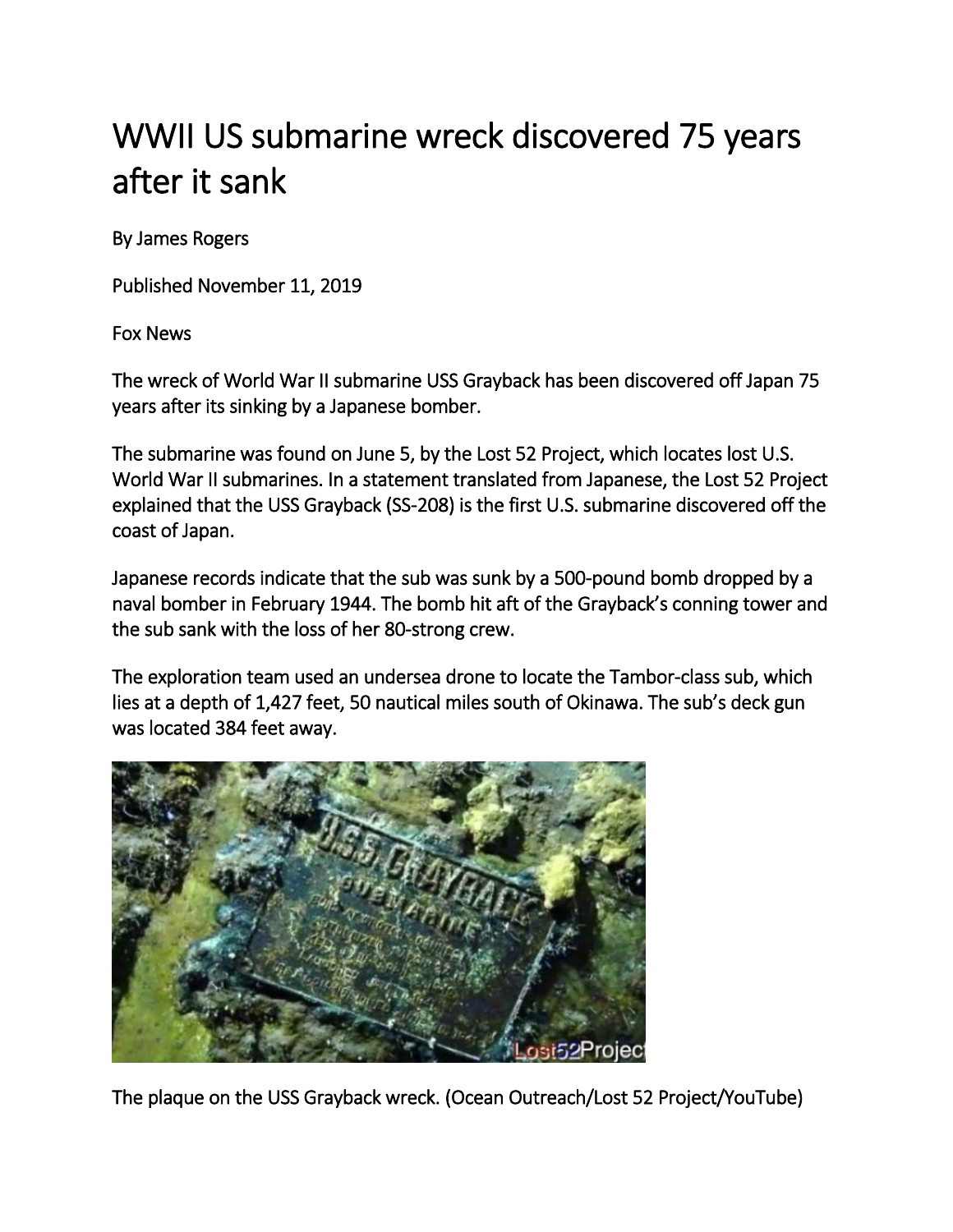# WWII US submarine wreck discovered 75 years after it sank

By James Rogers

Published November 11, 2019

Fox News

The wreck of World War II submarine USS Grayback has been discovered off Japan 75 years after its sinking by a Japanese bomber.

The submarine was found on June 5, by the Lost 52 Project, which locates lost U.S. World War II submarines. In a statement translated from Japanese, the Lost 52 Project explained that the USS Grayback (SS-208) is the first U.S. submarine discovered off the coast of Japan.

Japanese records indicate that the sub was sunk by a 500-pound bomb dropped by a naval bomber in February 1944. The bomb hit aft of the Grayback's conning tower and the sub sank with the loss of her 80-strong crew.

The exploration team used an undersea drone to locate the Tambor-class sub, which lies at a depth of 1,427 feet, 50 nautical miles south of Okinawa. The sub's deck gun was located 384 feet away.

The plaque on the USS Grayback wreck. (Ocean Outreach/Lost 52 Project/YouTube)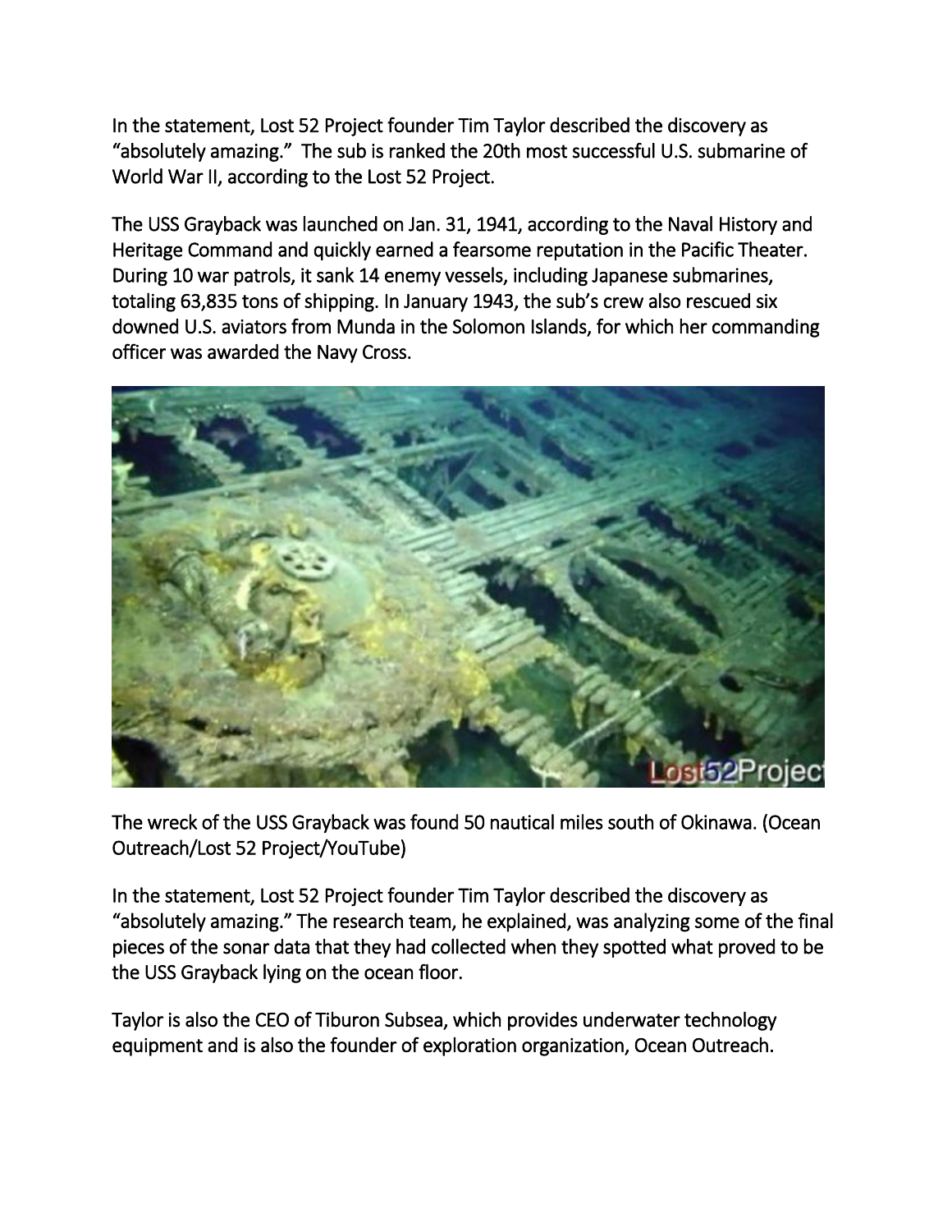In the statement, Lost 52 Project founder Tim Taylor described the discovery as "absolutely amazing." The sub is ranked the 20th most successful U.S. submarine of World War II, according to the Lost 52 Project.

The USS Grayback was launched on Jan. 31, 1941, according to the Naval History and Heritage Command and quickly earned a fearsome reputation in the Pacific Theater. During 10 war patrols, it sank 14 enemy vessels, including Japanese submarines, totaling 63,835 tons of shipping. In January 1943, the sub's crew also rescued six downed U.S. aviators from Munda in the Solomon Islands, for which her commanding officer was awarded the Navy Cross.

The wreck of the USS Grayback was found 50 nautical miles south of Okinawa. (Ocean Outreach/Lost 52 Project/YouTube)

In the statement, Lost 52 Project founder Tim Taylor described the discovery as "absolutely amazing." The research team, he explained, was analyzing some of the final pieces of the sonar data that they had collected when they spotted what proved to be the USS Grayback lying on the ocean floor.

Taylor is also the CEO of Tiburon Subsea, which provides underwater technology equipment and is also the founder of exploration organization, Ocean Outreach.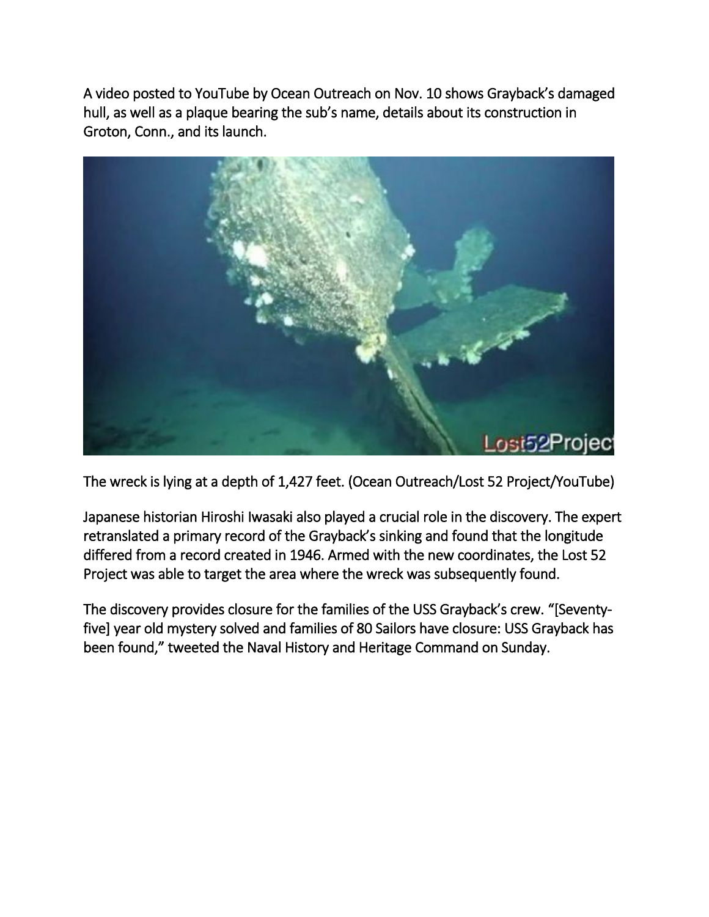A video posted to YouTube by Ocean Outreach on Nov. 10 shows Grayback's damaged hull, as well as a plaque bearing the sub's name, details about its construction in Groton, Conn., and its launch.

The wreck is lying at a depth of 1,427 feet. (Ocean Outreach/Lost 52 Project/YouTube)

Japanese historian Hiroshi Iwasaki also played a crucial role in the discovery. The expert retranslated a primary record of the Grayback's sinking and found that the longitude differed from a record created in 1946. Armed with the new coordinates, the Lost 52 Project was able to target the area where the wreck was subsequently found.

The discovery provides closure for the families of the USS Grayback's crew. "[Seventy-five] year old mystery solved and families of 80 Sailors have closure: USS Grayback has been found," tweeted the Naval History and Heritage Command on Sunday.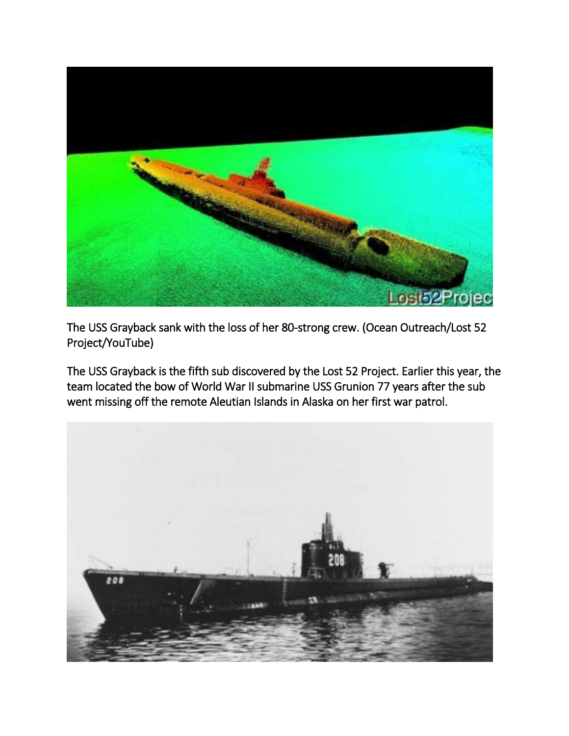The USS Grayback sank with the loss of her 80-strong crew. (Ocean Outreach/Lost 52 Project/YouTube)

The USS Grayback is the fifth sub discovered by the Lost 52 Project. Earlier this year, the team located the bow of World War II submarine USS Grunion 77 years after the sub went missing off the remote Aleutian Islands in Alaska on her first war patrol.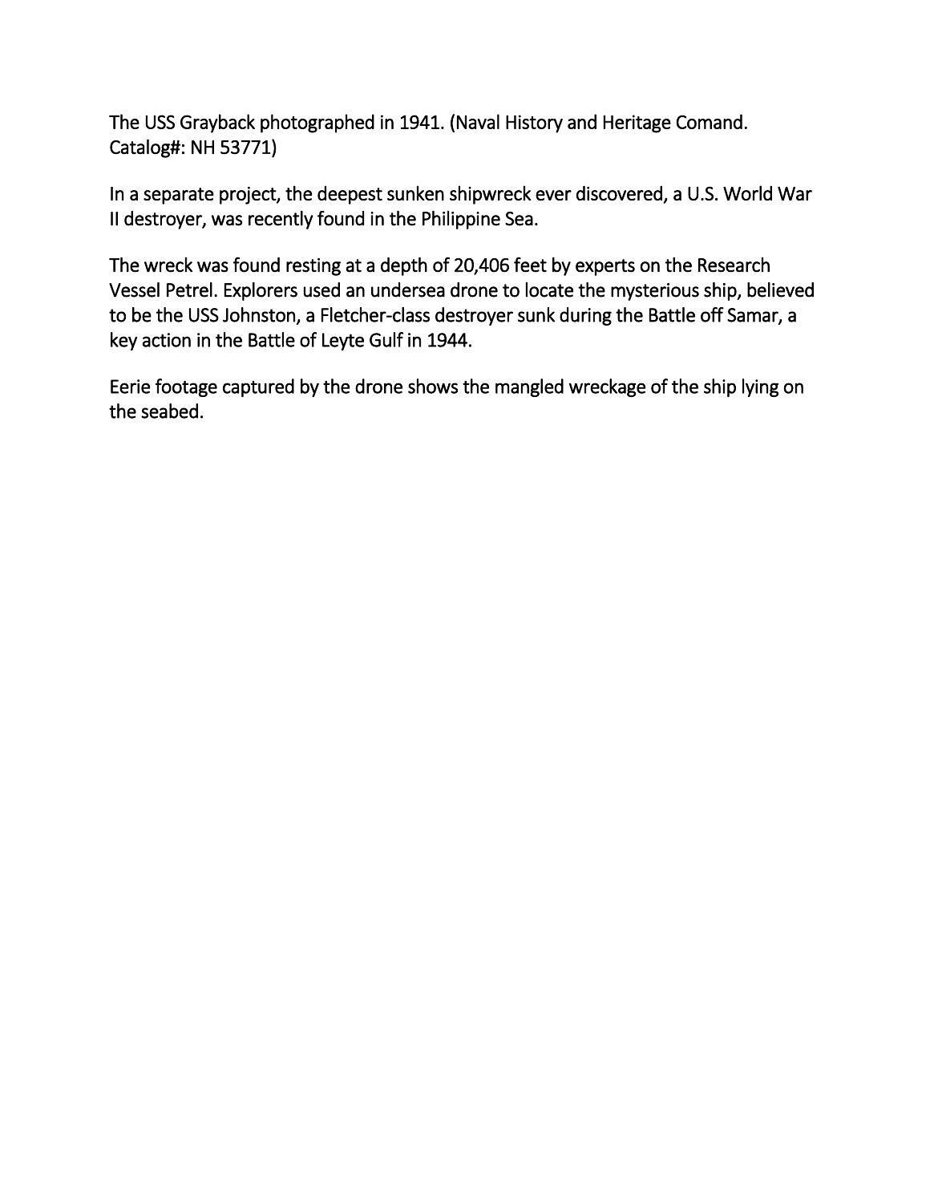The USS Grayback photographed in 1941. (Naval History and Heritage Comand. Catalog#: NH 53771)

In a separate project, the deepest sunken shipwreck ever discovered, a U.S. World War II destroyer, was recently found in the Philippine Sea.

The wreck was found resting at a depth of 20,406 feet by experts on the Research Vessel Petrel. Explorers used an undersea drone to locate the mysterious ship, believed to be the USS Johnston, a Fletcher-class destroyer sunk during the Battle off Samar, a key action in the Battle of Leyte Gulf in 1944.

Eerie footage captured by the drone shows the mangled wreckage of the ship lying on the seabed.